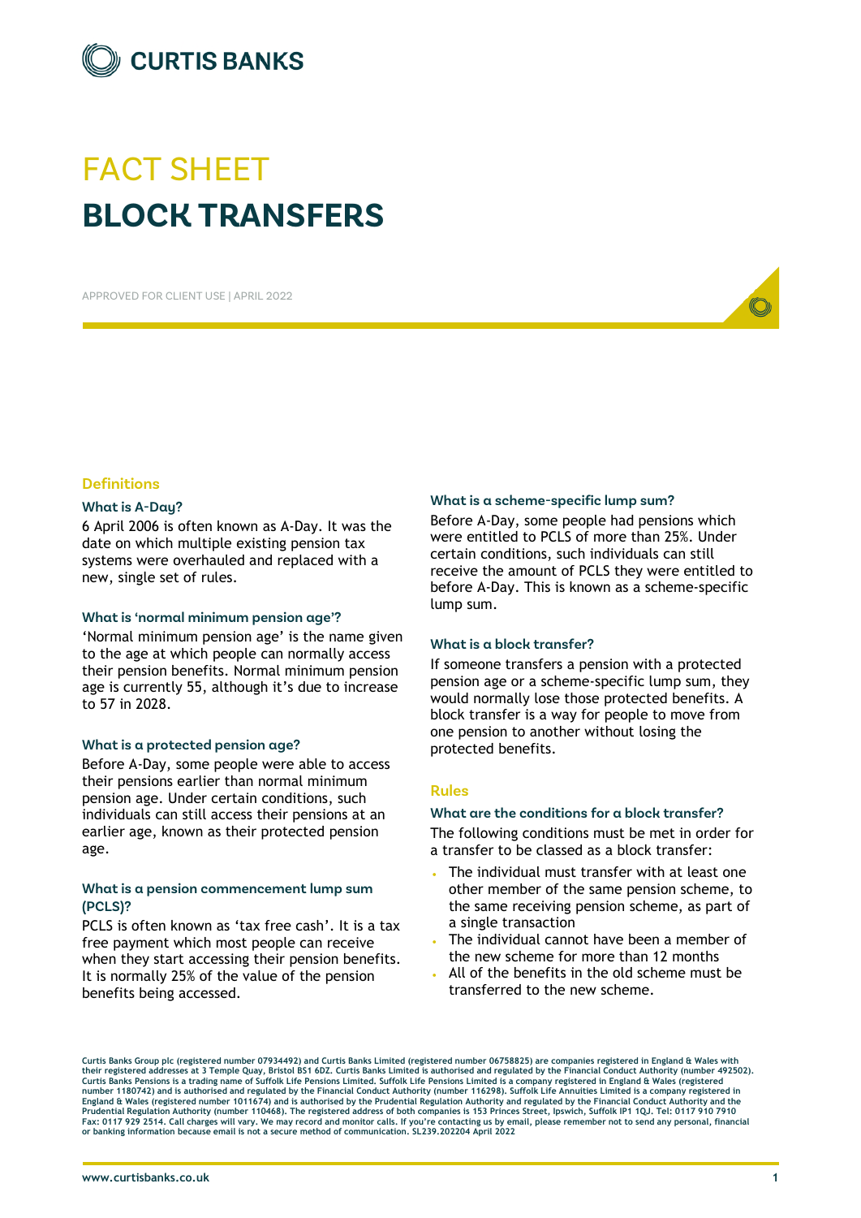CURTIS BANKS

# FACT SHEET
# BLOCK TRANSFERS

APPROVED FOR CLIENT USE | APRIL 2022

## Definitions

### What is A-Day?

6 April 2006 is often known as A-Day. It was the date on which multiple existing pension tax systems were overhauled and replaced with a new, single set of rules.

### What is 'normal minimum pension age'?

'Normal minimum pension age' is the name given to the age at which people can normally access their pension benefits. Normal minimum pension age is currently 55, although it's due to increase to 57 in 2028.

### What is a protected pension age?

Before A-Day, some people were able to access their pensions earlier than normal minimum pension age. Under certain conditions, such individuals can still access their pensions at an earlier age, known as their protected pension age.

### What is a pension commencement lump sum (PCLS)?

PCLS is often known as 'tax free cash'. It is a tax free payment which most people can receive when they start accessing their pension benefits. It is normally 25% of the value of the pension benefits being accessed.

### What is a scheme-specific lump sum?

Before A-Day, some people had pensions which were entitled to PCLS of more than 25%. Under certain conditions, such individuals can still receive the amount of PCLS they were entitled to before A-Day. This is known as a scheme-specific lump sum.

### What is a block transfer?

If someone transfers a pension with a protected pension age or a scheme-specific lump sum, they would normally lose those protected benefits. A block transfer is a way for people to move from one pension to another without losing the protected benefits.

## Rules

### What are the conditions for a block transfer?

The following conditions must be met in order for a transfer to be classed as a block transfer:

- The individual must transfer with at least one other member of the same pension scheme, to the same receiving pension scheme, as part of a single transaction
- The individual cannot have been a member of the new scheme for more than 12 months
- All of the benefits in the old scheme must be transferred to the new scheme.

Curtis Banks Group plc (registered number 07934492) and Curtis Banks Limited (registered number 06758825) are companies registered in England & Wales with their registered addresses at 3 Temple Quay, Bristol BS1 6DZ. Curtis Banks Limited is authorised and regulated by the Financial Conduct Authority (number 492502). Curtis Banks Pensions is a trading name of Suffolk Life Pensions Limited. Suffolk Life Pensions Limited is a company registered in England & Wales (registered number 1180742) and is authorised and regulated by the Financial Conduct Authority (number 116298). Suffolk Life Annuities Limited is a company registered in England & Wales (registered number 1011674) and is authorised by the Prudential Regulation Authority and regulated by the Financial Conduct Authority and the Prudential Regulation Authority (number 110468). The registered address of both companies is 153 Princes Street, Ipswich, Suffolk IP1 1QJ. Tel: 0117 910 7910 Fax: 0117 929 2514. Call charges will vary. We may record and monitor calls. If you're contacting us by email, please remember not to send any personal, financial or banking information because email is not a secure method of communication. SL239.202204 April 2022

www.curtisbanks.co.uk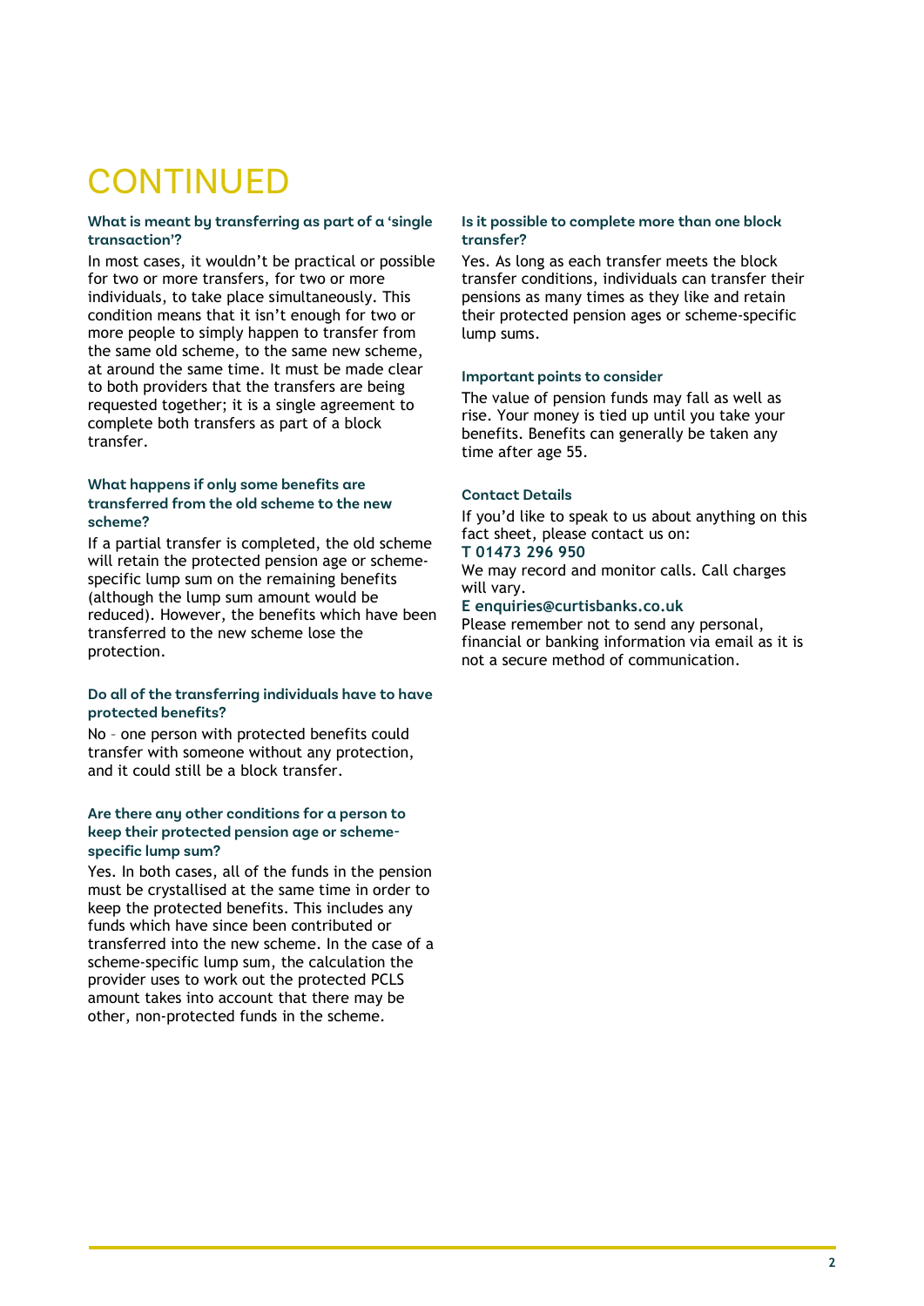# CONTINUED

### What is meant by transferring as part of a 'single transaction'?

In most cases, it wouldn't be practical or possible for two or more transfers, for two or more individuals, to take place simultaneously. This condition means that it isn't enough for two or more people to simply happen to transfer from the same old scheme, to the same new scheme, at around the same time. It must be made clear to both providers that the transfers are being requested together; it is a single agreement to complete both transfers as part of a block transfer.

### What happens if only some benefits are transferred from the old scheme to the new scheme?

If a partial transfer is completed, the old scheme will retain the protected pension age or scheme-specific lump sum on the remaining benefits (although the lump sum amount would be reduced). However, the benefits which have been transferred to the new scheme lose the protection.

### Do all of the transferring individuals have to have protected benefits?

No – one person with protected benefits could transfer with someone without any protection, and it could still be a block transfer.

### Are there any other conditions for a person to keep their protected pension age or scheme-specific lump sum?

Yes. In both cases, all of the funds in the pension must be crystallised at the same time in order to keep the protected benefits. This includes any funds which have since been contributed or transferred into the new scheme. In the case of a scheme-specific lump sum, the calculation the provider uses to work out the protected PCLS amount takes into account that there may be other, non-protected funds in the scheme.

### Is it possible to complete more than one block transfer?

Yes. As long as each transfer meets the block transfer conditions, individuals can transfer their pensions as many times as they like and retain their protected pension ages or scheme-specific lump sums.

### Important points to consider

The value of pension funds may fall as well as rise. Your money is tied up until you take your benefits. Benefits can generally be taken any time after age 55.

### Contact Details

If you'd like to speak to us about anything on this fact sheet, please contact us on:

**T 01473 296 950**

We may record and monitor calls. Call charges will vary.

**E enquiries@curtisbanks.co.uk**

Please remember not to send any personal, financial or banking information via email as it is not a secure method of communication.